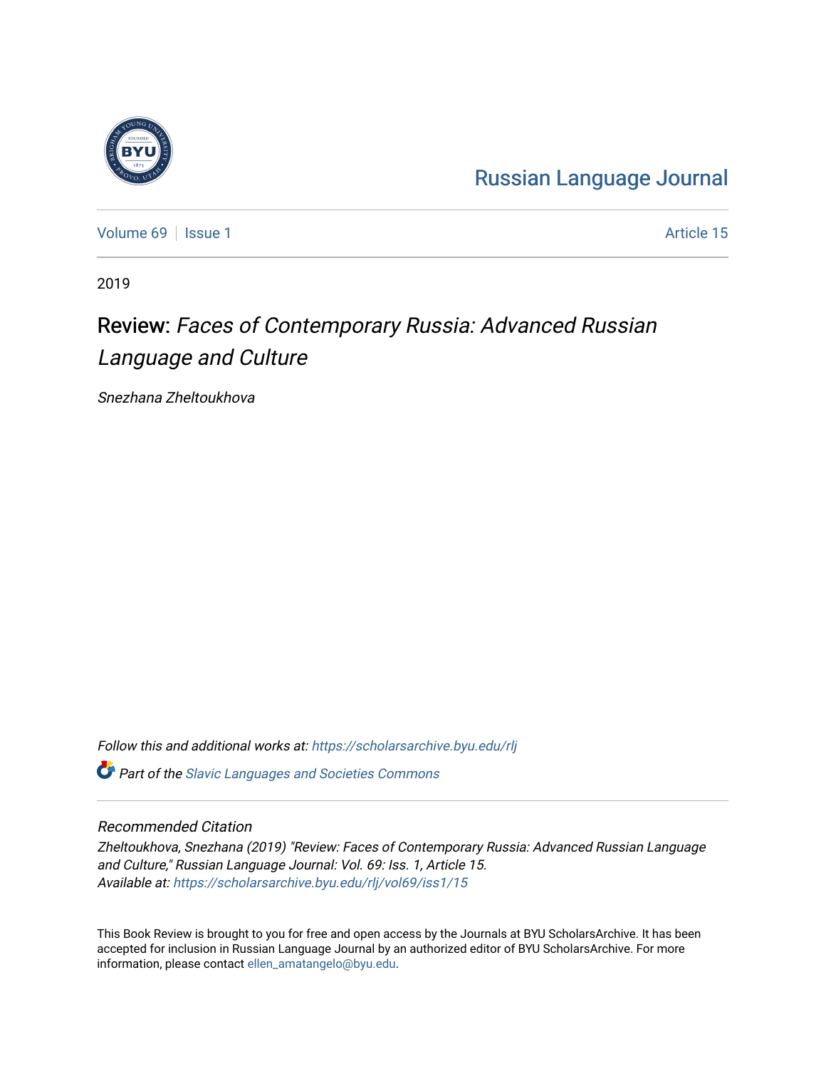# Russian Language Journal

Volume 69 | Issue 1 | Article 15

2019

## Review: *Faces of Contemporary Russia: Advanced Russian Language and Culture*

*Snezhana Zheltoukhova*

*Follow this and additional works at:* https://scholarsarchive.byu.edu/rlj

Part of the Slavic Languages and Societies Commons

### Recommended Citation

*Zheltoukhova, Snezhana (2019) "Review: Faces of Contemporary Russia: Advanced Russian Language and Culture," Russian Language Journal: Vol. 69: Iss. 1, Article 15.*
*Available at:* https://scholarsarchive.byu.edu/rlj/vol69/iss1/15

This Book Review is brought to you for free and open access by the Journals at BYU ScholarsArchive. It has been accepted for inclusion in Russian Language Journal by an authorized editor of BYU ScholarsArchive. For more information, please contact ellen_amatangelo@byu.edu.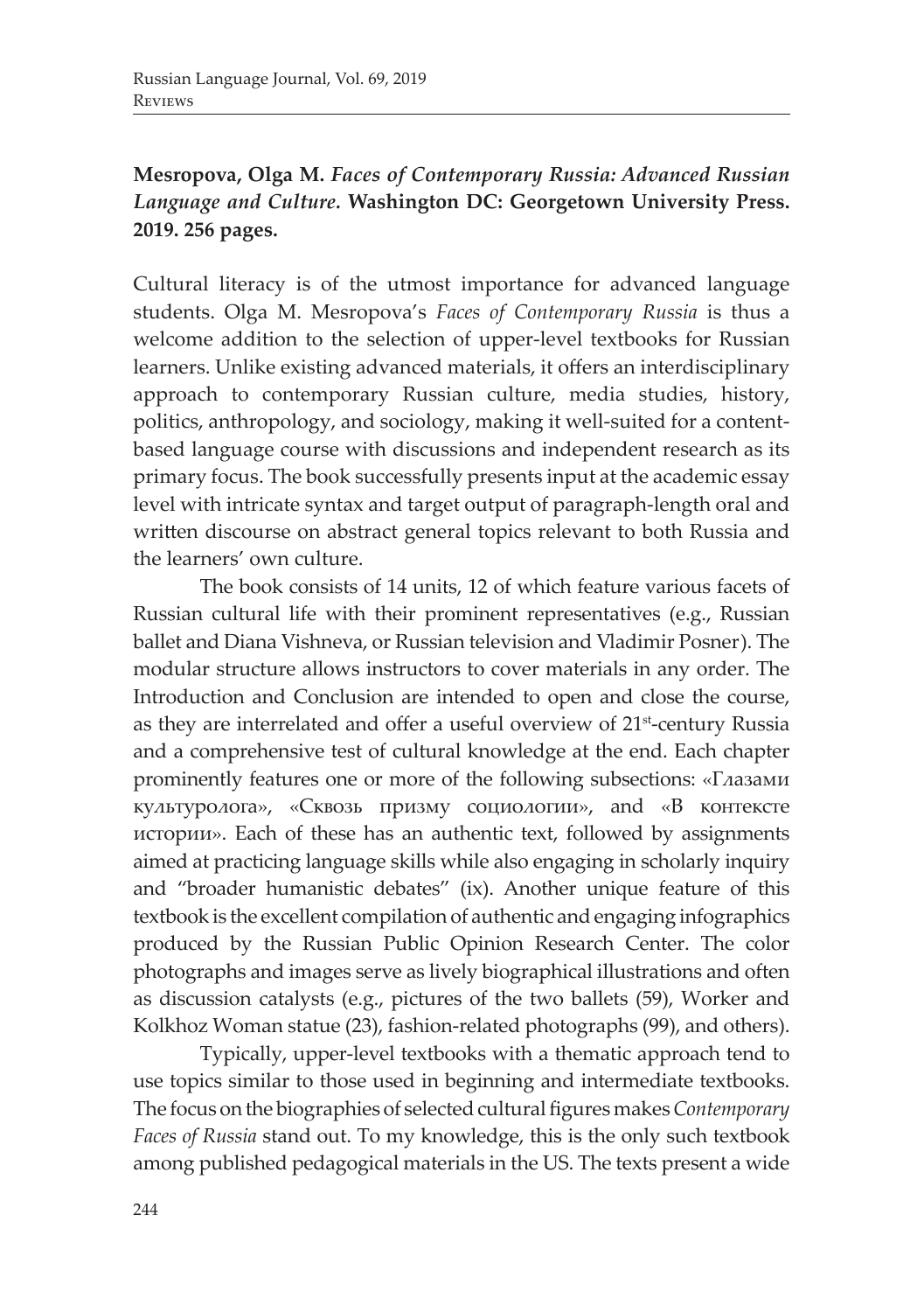**Mesropova, Olga M.** ***Faces of Contemporary Russia: Advanced Russian Language and Culture*****. Washington DC: Georgetown University Press. 2019. 256 pages.**

Cultural literacy is of the utmost importance for advanced language students. Olga M. Mesropova's *Faces of Contemporary Russia* is thus a welcome addition to the selection of upper-level textbooks for Russian learners. Unlike existing advanced materials, it offers an interdisciplinary approach to contemporary Russian culture, media studies, history, politics, anthropology, and sociology, making it well-suited for a content-based language course with discussions and independent research as its primary focus. The book successfully presents input at the academic essay level with intricate syntax and target output of paragraph-length oral and written discourse on abstract general topics relevant to both Russia and the learners' own culture.

The book consists of 14 units, 12 of which feature various facets of Russian cultural life with their prominent representatives (e.g., Russian ballet and Diana Vishneva, or Russian television and Vladimir Posner). The modular structure allows instructors to cover materials in any order. The Introduction and Conclusion are intended to open and close the course, as they are interrelated and offer a useful overview of 21st-century Russia and a comprehensive test of cultural knowledge at the end. Each chapter prominently features one or more of the following subsections: «Глазами культуролога», «Сквозь призму социологии», and «В контексте истории». Each of these has an authentic text, followed by assignments aimed at practicing language skills while also engaging in scholarly inquiry and "broader humanistic debates" (ix). Another unique feature of this textbook is the excellent compilation of authentic and engaging infographics produced by the Russian Public Opinion Research Center. The color photographs and images serve as lively biographical illustrations and often as discussion catalysts (e.g., pictures of the two ballets (59), Worker and Kolkhoz Woman statue (23), fashion-related photographs (99), and others).

Typically, upper-level textbooks with a thematic approach tend to use topics similar to those used in beginning and intermediate textbooks. The focus on the biographies of selected cultural figures makes *Contemporary Faces of Russia* stand out. To my knowledge, this is the only such textbook among published pedagogical materials in the US. The texts present a wide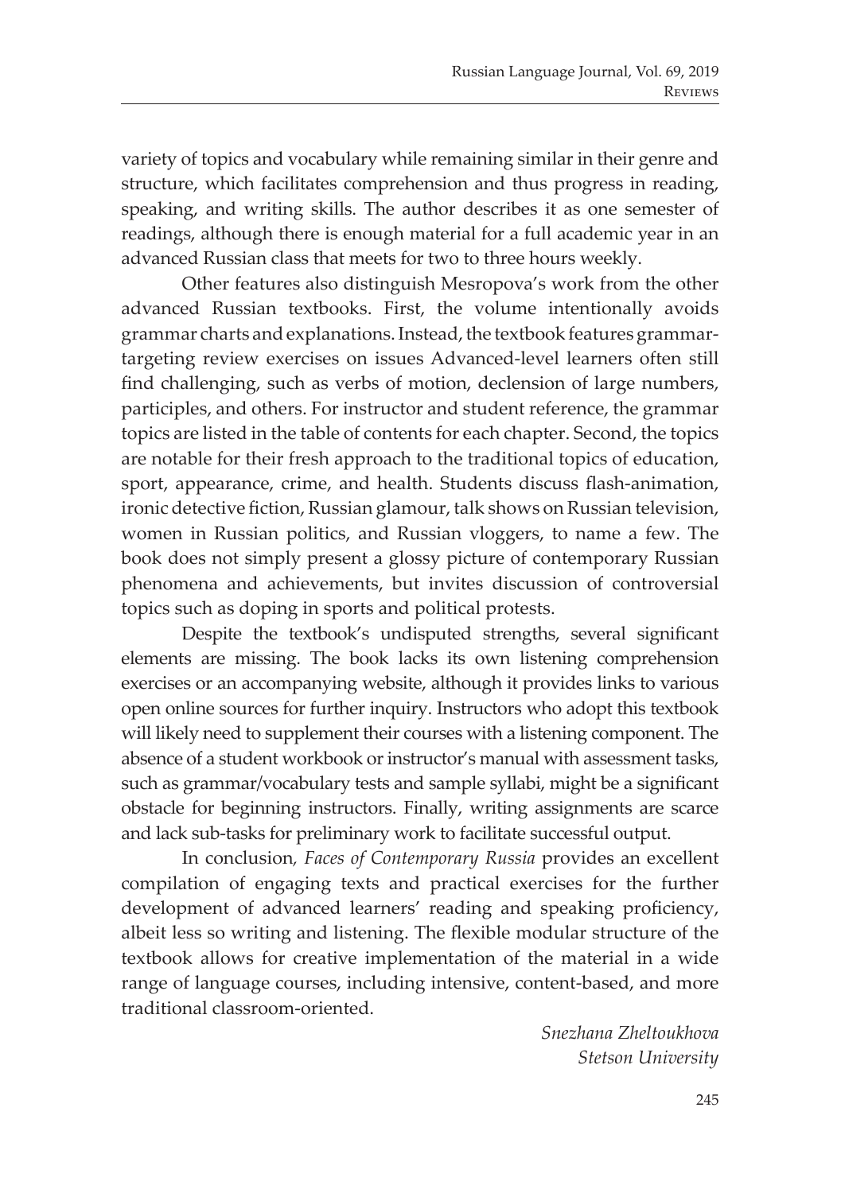variety of topics and vocabulary while remaining similar in their genre and structure, which facilitates comprehension and thus progress in reading, speaking, and writing skills. The author describes it as one semester of readings, although there is enough material for a full academic year in an advanced Russian class that meets for two to three hours weekly.

Other features also distinguish Mesropova's work from the other advanced Russian textbooks. First, the volume intentionally avoids grammar charts and explanations. Instead, the textbook features grammar-targeting review exercises on issues Advanced-level learners often still find challenging, such as verbs of motion, declension of large numbers, participles, and others. For instructor and student reference, the grammar topics are listed in the table of contents for each chapter. Second, the topics are notable for their fresh approach to the traditional topics of education, sport, appearance, crime, and health. Students discuss flash-animation, ironic detective fiction, Russian glamour, talk shows on Russian television, women in Russian politics, and Russian vloggers, to name a few. The book does not simply present a glossy picture of contemporary Russian phenomena and achievements, but invites discussion of controversial topics such as doping in sports and political protests.

Despite the textbook's undisputed strengths, several significant elements are missing. The book lacks its own listening comprehension exercises or an accompanying website, although it provides links to various open online sources for further inquiry. Instructors who adopt this textbook will likely need to supplement their courses with a listening component. The absence of a student workbook or instructor's manual with assessment tasks, such as grammar/vocabulary tests and sample syllabi, might be a significant obstacle for beginning instructors. Finally, writing assignments are scarce and lack sub-tasks for preliminary work to facilitate successful output.

In conclusion, *Faces of Contemporary Russia* provides an excellent compilation of engaging texts and practical exercises for the further development of advanced learners' reading and speaking proficiency, albeit less so writing and listening. The flexible modular structure of the textbook allows for creative implementation of the material in a wide range of language courses, including intensive, content-based, and more traditional classroom-oriented.

*Snezhana Zheltoukhova*
*Stetson University*